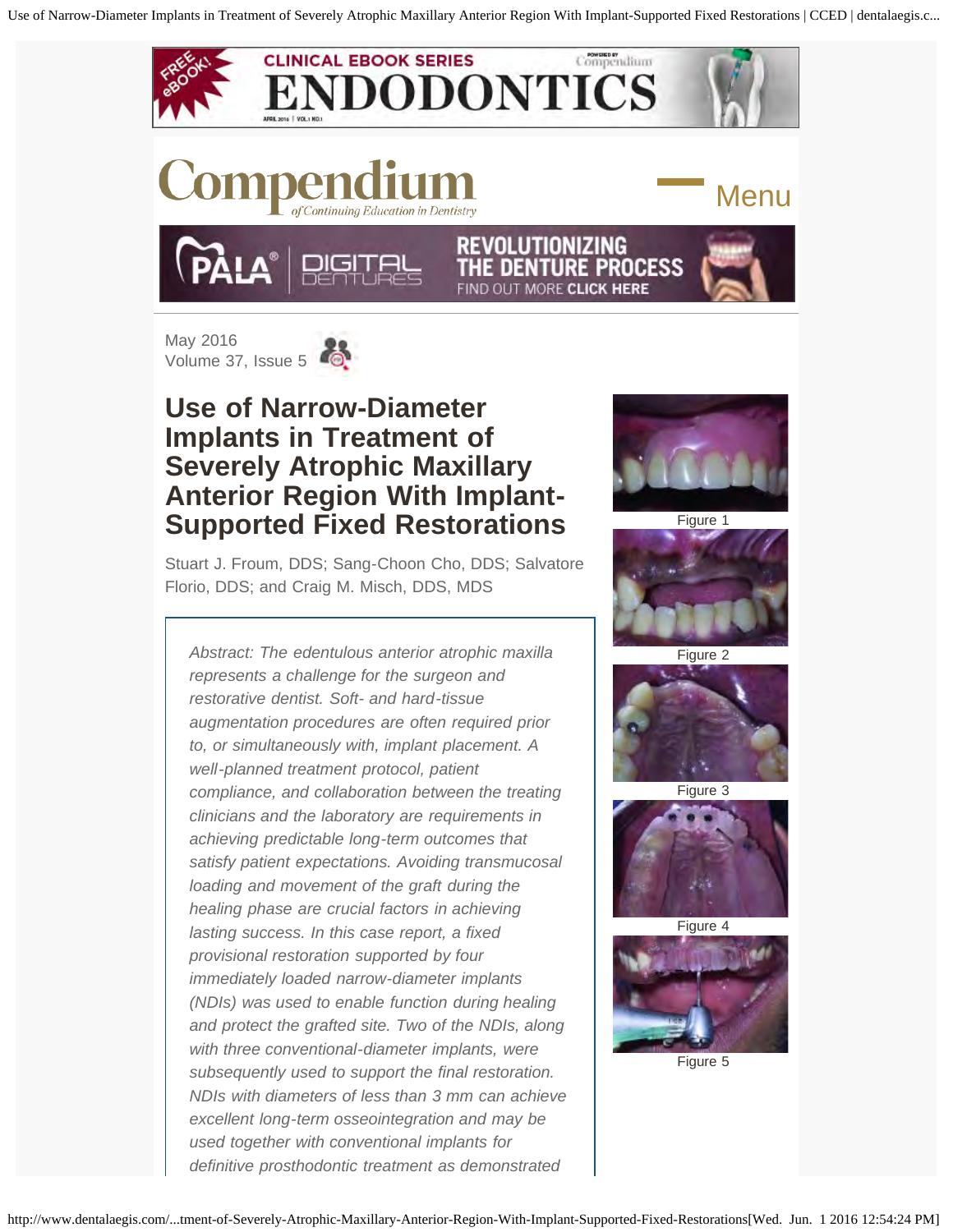May 2016
Volume 37, Issue 5

# Use of Narrow-Diameter Implants in Treatment of Severely Atrophic Maxillary Anterior Region With Implant-Supported Fixed Restorations

Stuart J. Froum, DDS; Sang-Choon Cho, DDS; Salvatore Florio, DDS; and Craig M. Misch, DDS, MDS

*Abstract: The edentulous anterior atrophic maxilla represents a challenge for the surgeon and restorative dentist. Soft- and hard-tissue augmentation procedures are often required prior to, or simultaneously with, implant placement. A well-planned treatment protocol, patient compliance, and collaboration between the treating clinicians and the laboratory are requirements in achieving predictable long-term outcomes that satisfy patient expectations. Avoiding transmucosal loading and movement of the graft during the healing phase are crucial factors in achieving lasting success. In this case report, a fixed provisional restoration supported by four immediately loaded narrow-diameter implants (NDIs) was used to enable function during healing and protect the grafted site. Two of the NDIs, along with three conventional-diameter implants, were subsequently used to support the final restoration. NDIs with diameters of less than 3 mm can achieve excellent long-term osseointegration and may be used together with conventional implants for definitive prosthodontic treatment as demonstrated*

Figure 1

Figure 2

Figure 3

Figure 4

Figure 5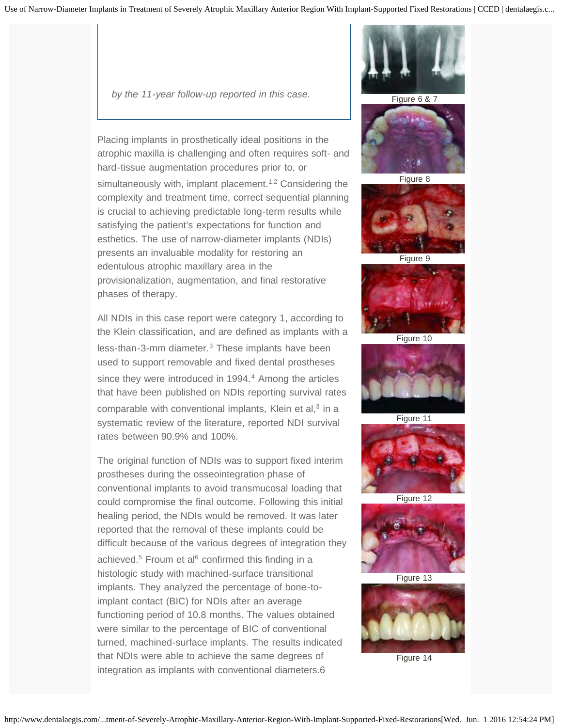*by the 11-year follow-up reported in this case.*

Figure 6 & 7

Figure 8

Figure 9

Figure 10

Figure 11

Figure 12

Figure 13

Figure 14

Placing implants in prosthetically ideal positions in the atrophic maxilla is challenging and often requires soft- and hard-tissue augmentation procedures prior to, or simultaneously with, implant placement.[1,2] Considering the complexity and treatment time, correct sequential planning is crucial to achieving predictable long-term results while satisfying the patient's expectations for function and esthetics. The use of narrow-diameter implants (NDIs) presents an invaluable modality for restoring an edentulous atrophic maxillary area in the provisionalization, augmentation, and final restorative phases of therapy.

All NDIs in this case report were category 1, according to the Klein classification, and are defined as implants with a less-than-3-mm diameter.[3] These implants have been used to support removable and fixed dental prostheses since they were introduced in 1994.[4] Among the articles that have been published on NDIs reporting survival rates comparable with conventional implants, Klein et al,[3] in a systematic review of the literature, reported NDI survival rates between 90.9% and 100%.

The original function of NDIs was to support fixed interim prostheses during the osseointegration phase of conventional implants to avoid transmucosal loading that could compromise the final outcome. Following this initial healing period, the NDIs would be removed. It was later reported that the removal of these implants could be difficult because of the various degrees of integration they achieved.[5] Froum et al[6] confirmed this finding in a histologic study with machined-surface transitional implants. They analyzed the percentage of bone-to-implant contact (BIC) for NDIs after an average functioning period of 10.8 months. The values obtained were similar to the percentage of BIC of conventional turned, machined-surface implants. The results indicated that NDIs were able to achieve the same degrees of integration as implants with conventional diameters.6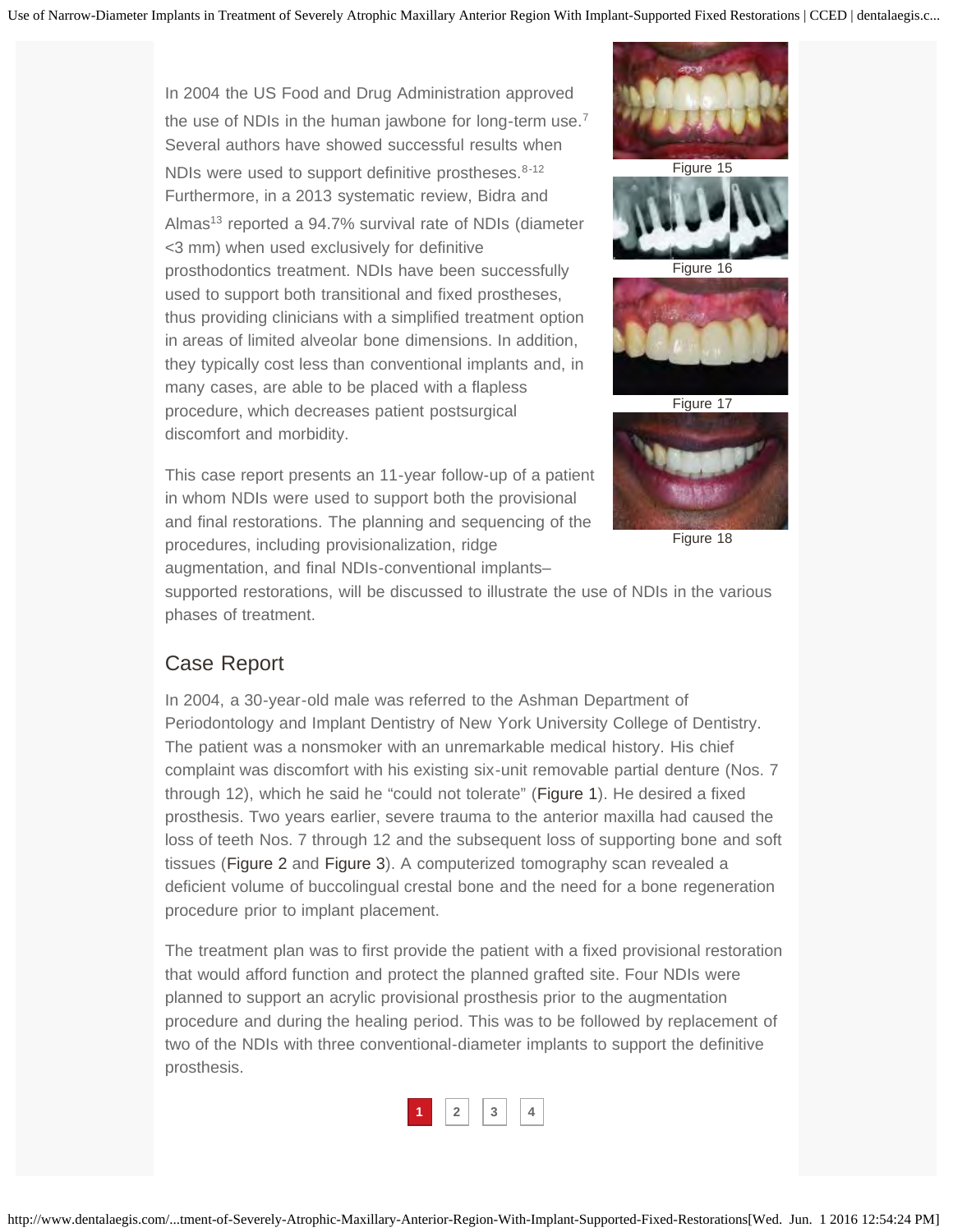In 2004 the US Food and Drug Administration approved the use of NDIs in the human jawbone for long-term use.[7] Several authors have showed successful results when NDIs were used to support definitive prostheses.[8-12] Furthermore, in a 2013 systematic review, Bidra and Almas[13] reported a 94.7% survival rate of NDIs (diameter <3 mm) when used exclusively for definitive prosthodontics treatment. NDIs have been successfully used to support both transitional and fixed prostheses, thus providing clinicians with a simplified treatment option in areas of limited alveolar bone dimensions. In addition, they typically cost less than conventional implants and, in many cases, are able to be placed with a flapless procedure, which decreases patient postsurgical discomfort and morbidity.

This case report presents an 11-year follow-up of a patient in whom NDIs were used to support both the provisional and final restorations. The planning and sequencing of the procedures, including provisionalization, ridge augmentation, and final NDIs-conventional implants–supported restorations, will be discussed to illustrate the use of NDIs in the various phases of treatment.

Figure 15

Figure 16

Figure 17

Figure 18

## Case Report

In 2004, a 30-year-old male was referred to the Ashman Department of Periodontology and Implant Dentistry of New York University College of Dentistry. The patient was a nonsmoker with an unremarkable medical history. His chief complaint was discomfort with his existing six-unit removable partial denture (Nos. 7 through 12), which he said he "could not tolerate" (Figure 1). He desired a fixed prosthesis. Two years earlier, severe trauma to the anterior maxilla had caused the loss of teeth Nos. 7 through 12 and the subsequent loss of supporting bone and soft tissues (Figure 2 and Figure 3). A computerized tomography scan revealed a deficient volume of buccolingual crestal bone and the need for a bone regeneration procedure prior to implant placement.

The treatment plan was to first provide the patient with a fixed provisional restoration that would afford function and protect the planned grafted site. Four NDIs were planned to support an acrylic provisional prosthesis prior to the augmentation procedure and during the healing period. This was to be followed by replacement of two of the NDIs with three conventional-diameter implants to support the definitive prosthesis.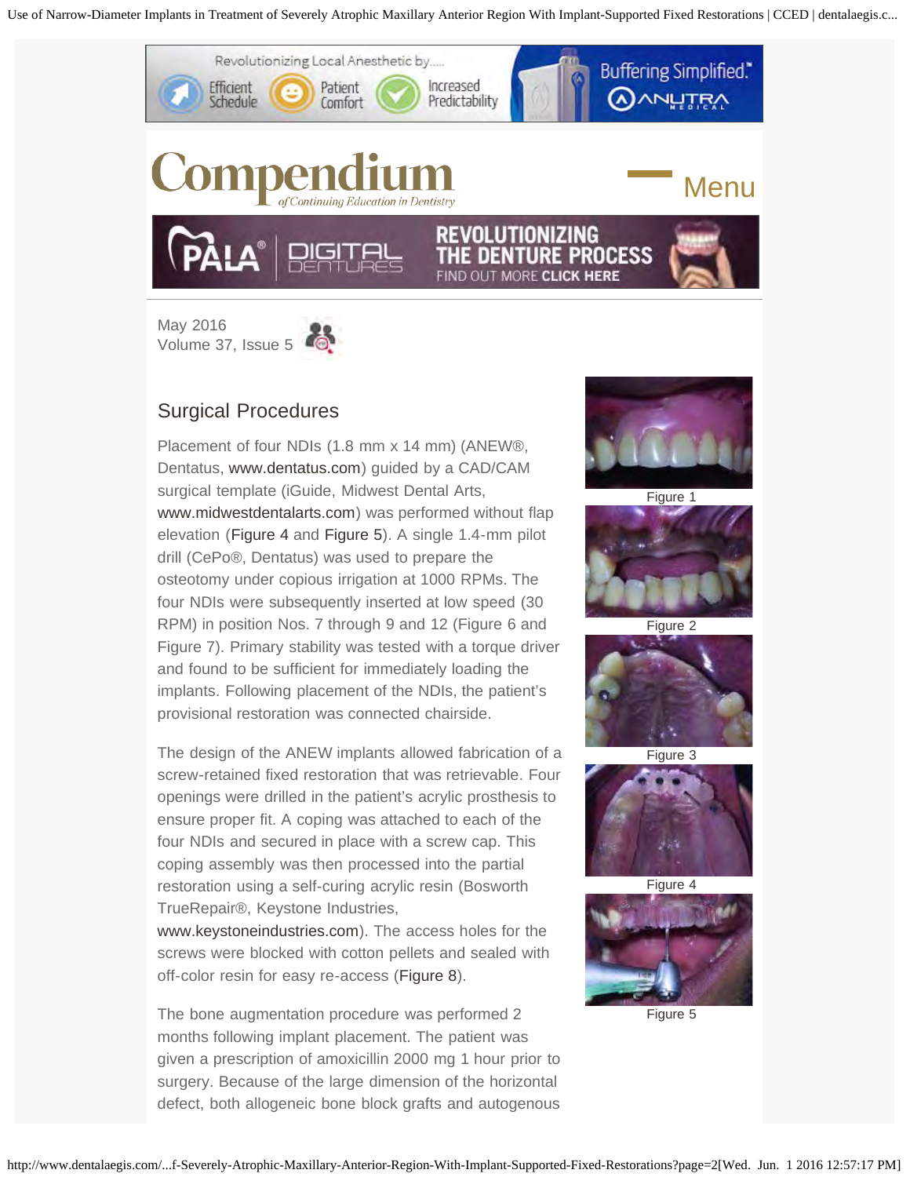## Surgical Procedures

Placement of four NDIs (1.8 mm x 14 mm) (ANEW®, Dentatus, www.dentatus.com) guided by a CAD/CAM surgical template (iGuide, Midwest Dental Arts, www.midwestdentalarts.com) was performed without flap elevation (Figure 4 and Figure 5). A single 1.4-mm pilot drill (CePo®, Dentatus) was used to prepare the osteotomy under copious irrigation at 1000 RPMs. The four NDIs were subsequently inserted at low speed (30 RPM) in position Nos. 7 through 9 and 12 (Figure 6 and Figure 7). Primary stability was tested with a torque driver and found to be sufficient for immediately loading the implants. Following placement of the NDIs, the patient's provisional restoration was connected chairside.

The design of the ANEW implants allowed fabrication of a screw-retained fixed restoration that was retrievable. Four openings were drilled in the patient's acrylic prosthesis to ensure proper fit. A coping was attached to each of the four NDIs and secured in place with a screw cap. This coping assembly was then processed into the partial restoration using a self-curing acrylic resin (Bosworth TrueRepair®, Keystone Industries, www.keystoneindustries.com). The access holes for the screws were blocked with cotton pellets and sealed with off-color resin for easy re-access (Figure 8).

The bone augmentation procedure was performed 2 months following implant placement. The patient was given a prescription of amoxicillin 2000 mg 1 hour prior to surgery. Because of the large dimension of the horizontal defect, both allogeneic bone block grafts and autogenous

Figure 1

Figure 2

Figure 3

Figure 4

Figure 5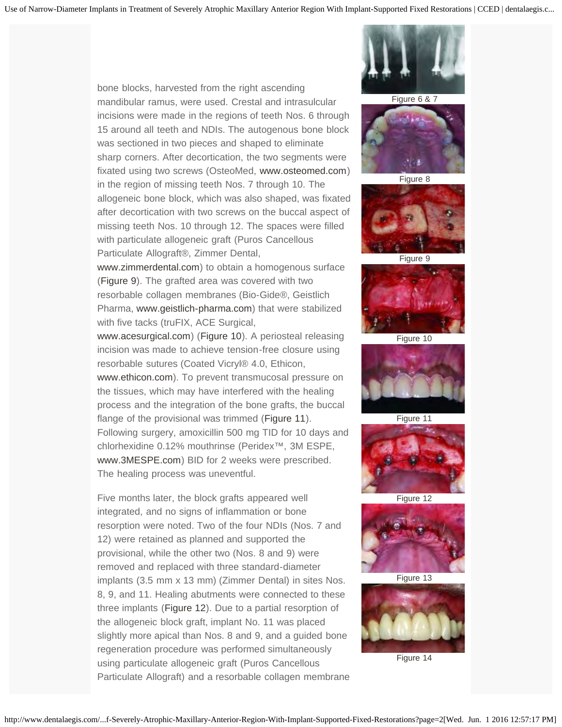bone blocks, harvested from the right ascending mandibular ramus, were used. Crestal and intrasulcular incisions were made in the regions of teeth Nos. 6 through 15 around all teeth and NDIs. The autogenous bone block was sectioned in two pieces and shaped to eliminate sharp corners. After decortication, the two segments were fixated using two screws (OsteoMed, www.osteomed.com) in the region of missing teeth Nos. 7 through 10. The allogeneic bone block, which was also shaped, was fixated after decortication with two screws on the buccal aspect of missing teeth Nos. 10 through 12. The spaces were filled with particulate allogeneic graft (Puros Cancellous Particulate Allograft®, Zimmer Dental, www.zimmerdental.com) to obtain a homogenous surface (Figure 9). The grafted area was covered with two resorbable collagen membranes (Bio-Gide®, Geistlich Pharma, www.geistlich-pharma.com) that were stabilized with five tacks (truFIX, ACE Surgical, www.acesurgical.com) (Figure 10). A periosteal releasing incision was made to achieve tension-free closure using resorbable sutures (Coated Vicryl® 4.0, Ethicon, www.ethicon.com). To prevent transmucosal pressure on the tissues, which may have interfered with the healing process and the integration of the bone grafts, the buccal flange of the provisional was trimmed (Figure 11). Following surgery, amoxicillin 500 mg TID for 10 days and chlorhexidine 0.12% mouthrinse (Peridex™, 3M ESPE, www.3MESPE.com) BID for 2 weeks were prescribed. The healing process was uneventful.

Five months later, the block grafts appeared well integrated, and no signs of inflammation or bone resorption were noted. Two of the four NDIs (Nos. 7 and 12) were retained as planned and supported the provisional, while the other two (Nos. 8 and 9) were removed and replaced with three standard-diameter implants (3.5 mm x 13 mm) (Zimmer Dental) in sites Nos. 8, 9, and 11. Healing abutments were connected to these three implants (Figure 12). Due to a partial resorption of the allogeneic block graft, implant No. 11 was placed slightly more apical than Nos. 8 and 9, and a guided bone regeneration procedure was performed simultaneously using particulate allogeneic graft (Puros Cancellous Particulate Allograft) and a resorbable collagen membrane

Figure 6 & 7

Figure 8

Figure 9

Figure 10

Figure 11

Figure 12

Figure 13

Figure 14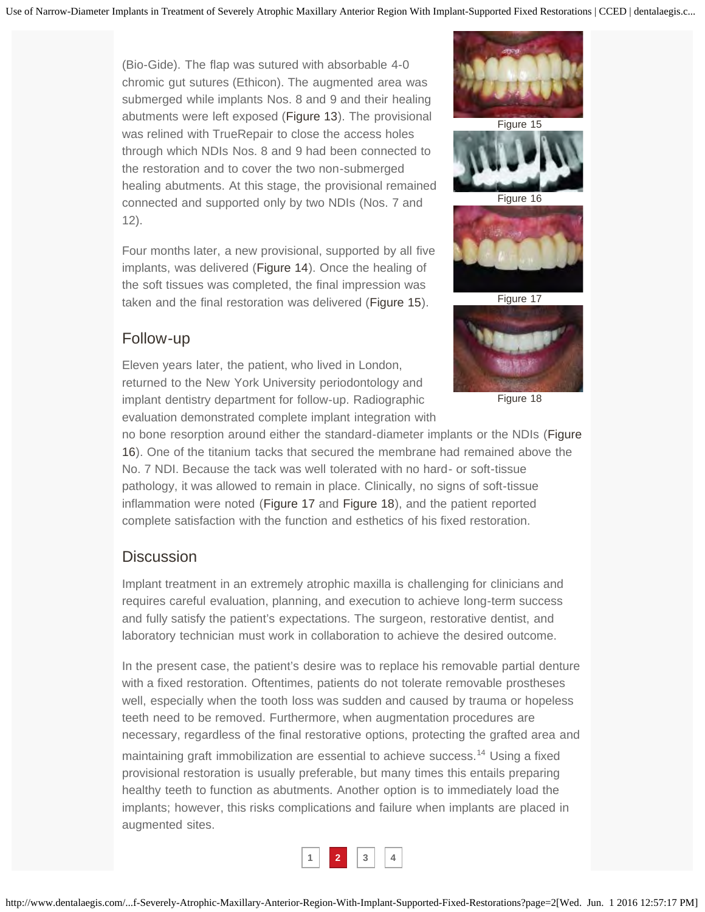(Bio-Gide). The flap was sutured with absorbable 4-0 chromic gut sutures (Ethicon). The augmented area was submerged while implants Nos. 8 and 9 and their healing abutments were left exposed (Figure 13). The provisional was relined with TrueRepair to close the access holes through which NDIs Nos. 8 and 9 had been connected to the restoration and to cover the two non-submerged healing abutments. At this stage, the provisional remained connected and supported only by two NDIs (Nos. 7 and 12).

Four months later, a new provisional, supported by all five implants, was delivered (Figure 14). Once the healing of the soft tissues was completed, the final impression was taken and the final restoration was delivered (Figure 15).

Figure 15

Figure 16

Figure 17

Figure 18

## Follow-up

Eleven years later, the patient, who lived in London, returned to the New York University periodontology and implant dentistry department for follow-up. Radiographic evaluation demonstrated complete implant integration with no bone resorption around either the standard-diameter implants or the NDIs (Figure 16). One of the titanium tacks that secured the membrane had remained above the No. 7 NDI. Because the tack was well tolerated with no hard- or soft-tissue pathology, it was allowed to remain in place. Clinically, no signs of soft-tissue inflammation were noted (Figure 17 and Figure 18), and the patient reported complete satisfaction with the function and esthetics of his fixed restoration.

## Discussion

Implant treatment in an extremely atrophic maxilla is challenging for clinicians and requires careful evaluation, planning, and execution to achieve long-term success and fully satisfy the patient's expectations. The surgeon, restorative dentist, and laboratory technician must work in collaboration to achieve the desired outcome.

In the present case, the patient's desire was to replace his removable partial denture with a fixed restoration. Oftentimes, patients do not tolerate removable prostheses well, especially when the tooth loss was sudden and caused by trauma or hopeless teeth need to be removed. Furthermore, when augmentation procedures are necessary, regardless of the final restorative options, protecting the grafted area and maintaining graft immobilization are essential to achieve success.[14] Using a fixed provisional restoration is usually preferable, but many times this entails preparing healthy teeth to function as abutments. Another option is to immediately load the implants; however, this risks complications and failure when implants are placed in augmented sites.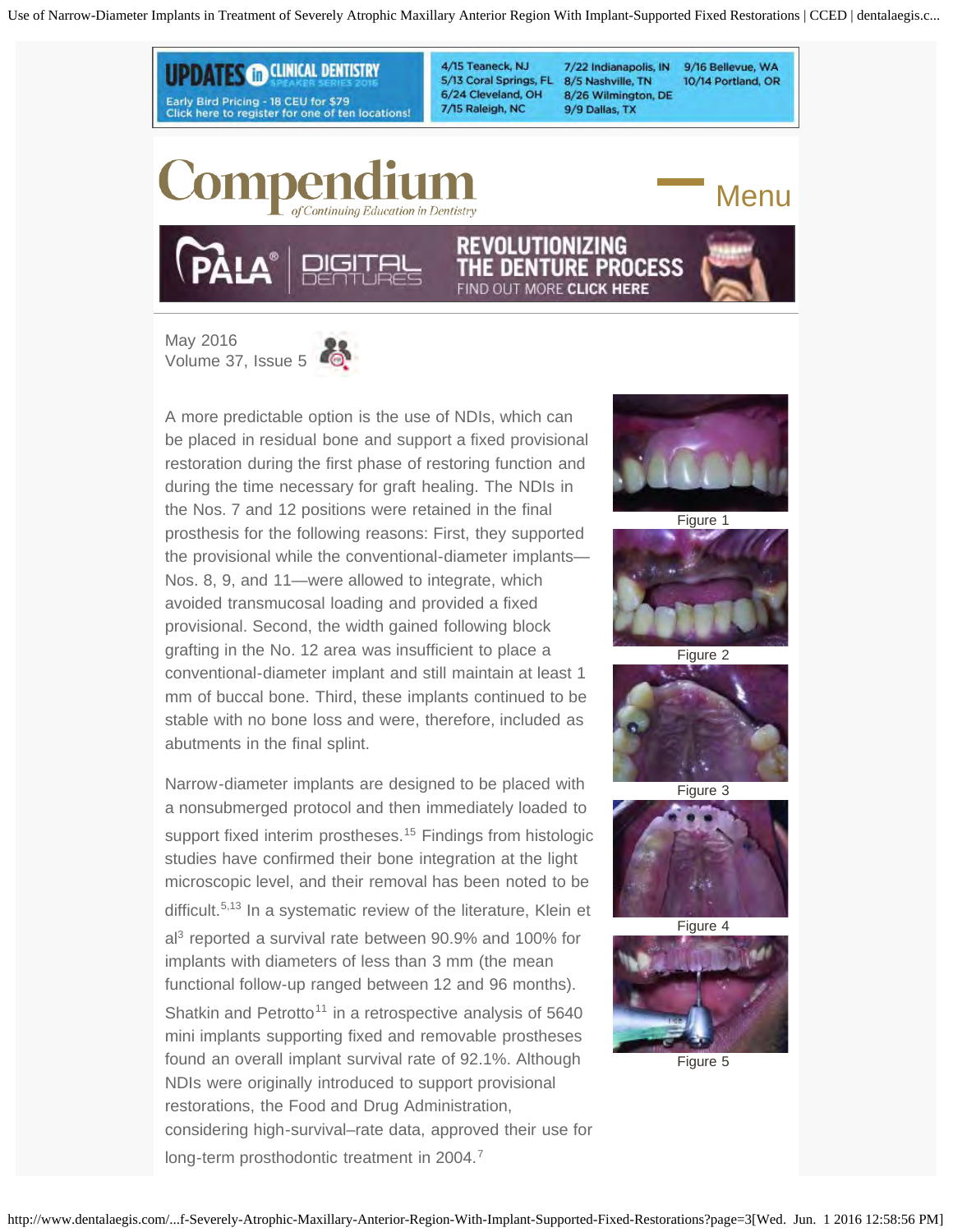A more predictable option is the use of NDIs, which can be placed in residual bone and support a fixed provisional restoration during the first phase of restoring function and during the time necessary for graft healing. The NDIs in the Nos. 7 and 12 positions were retained in the final prosthesis for the following reasons: First, they supported the provisional while the conventional-diameter implants—Nos. 8, 9, and 11—were allowed to integrate, which avoided transmucosal loading and provided a fixed provisional. Second, the width gained following block grafting in the No. 12 area was insufficient to place a conventional-diameter implant and still maintain at least 1 mm of buccal bone. Third, these implants continued to be stable with no bone loss and were, therefore, included as abutments in the final splint.

Narrow-diameter implants are designed to be placed with a nonsubmerged protocol and then immediately loaded to support fixed interim prostheses.[15] Findings from histologic studies have confirmed their bone integration at the light microscopic level, and their removal has been noted to be difficult.[5,13] In a systematic review of the literature, Klein et al[3] reported a survival rate between 90.9% and 100% for implants with diameters of less than 3 mm (the mean functional follow-up ranged between 12 and 96 months). Shatkin and Petrotto[11] in a retrospective analysis of 5640 mini implants supporting fixed and removable prostheses found an overall implant survival rate of 92.1%. Although NDIs were originally introduced to support provisional restorations, the Food and Drug Administration, considering high-survival–rate data, approved their use for long-term prosthodontic treatment in 2004.[7]

Figure 1

Figure 2

Figure 3

Figure 4

Figure 5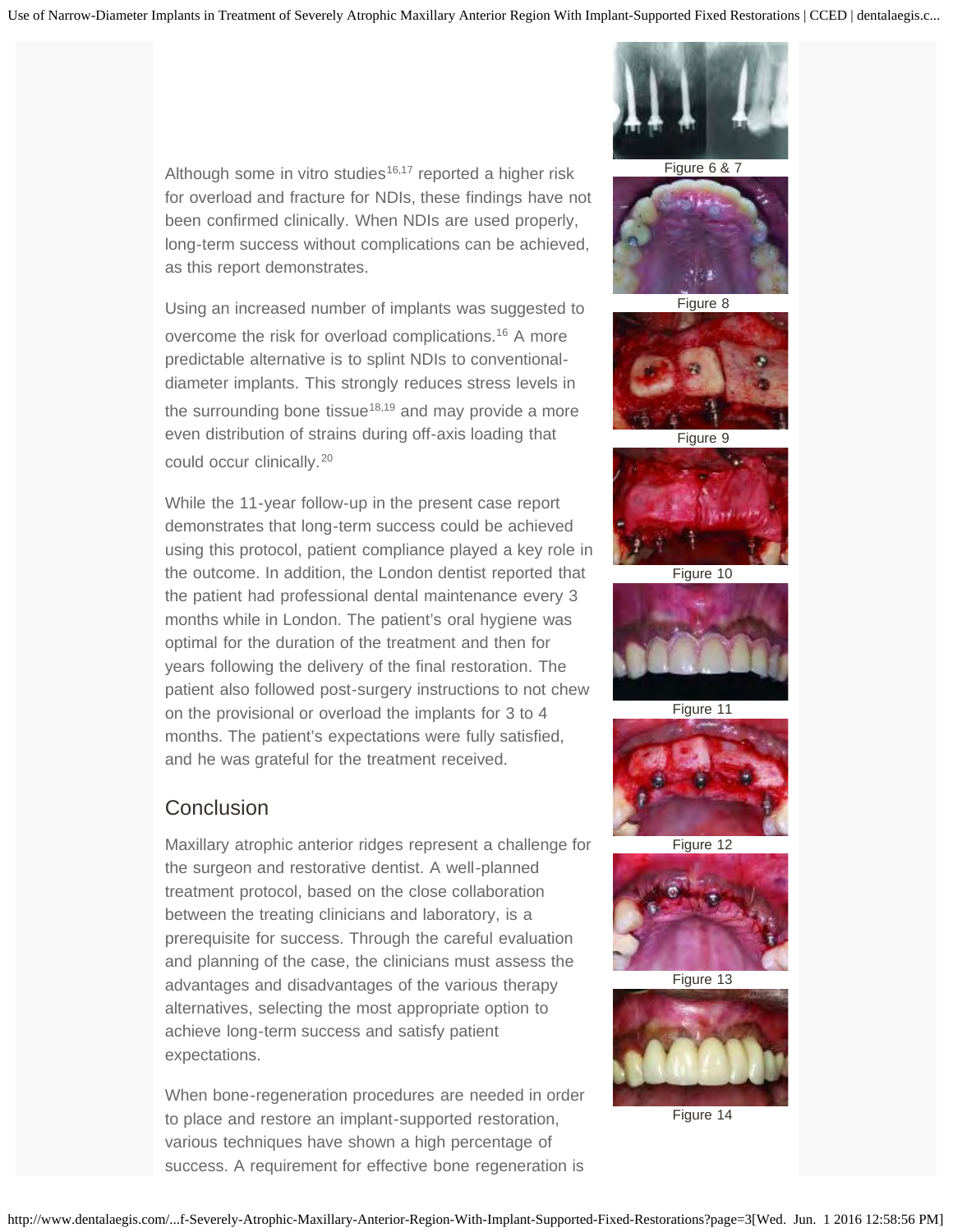Although some in vitro studies[16,17] reported a higher risk for overload and fracture for NDIs, these findings have not been confirmed clinically. When NDIs are used properly, long-term success without complications can be achieved, as this report demonstrates.

Using an increased number of implants was suggested to overcome the risk for overload complications.[16] A more predictable alternative is to splint NDIs to conventional-diameter implants. This strongly reduces stress levels in the surrounding bone tissue[18,19] and may provide a more even distribution of strains during off-axis loading that could occur clinically.[20]

While the 11-year follow-up in the present case report demonstrates that long-term success could be achieved using this protocol, patient compliance played a key role in the outcome. In addition, the London dentist reported that the patient had professional dental maintenance every 3 months while in London. The patient's oral hygiene was optimal for the duration of the treatment and then for years following the delivery of the final restoration. The patient also followed post-surgery instructions to not chew on the provisional or overload the implants for 3 to 4 months. The patient's expectations were fully satisfied, and he was grateful for the treatment received.

## Conclusion

Maxillary atrophic anterior ridges represent a challenge for the surgeon and restorative dentist. A well-planned treatment protocol, based on the close collaboration between the treating clinicians and laboratory, is a prerequisite for success. Through the careful evaluation and planning of the case, the clinicians must assess the advantages and disadvantages of the various therapy alternatives, selecting the most appropriate option to achieve long-term success and satisfy patient expectations.

When bone-regeneration procedures are needed in order to place and restore an implant-supported restoration, various techniques have shown a high percentage of success. A requirement for effective bone regeneration is

Figure 6 & 7

Figure 8

Figure 9

Figure 10

Figure 11

Figure 12

Figure 13

Figure 14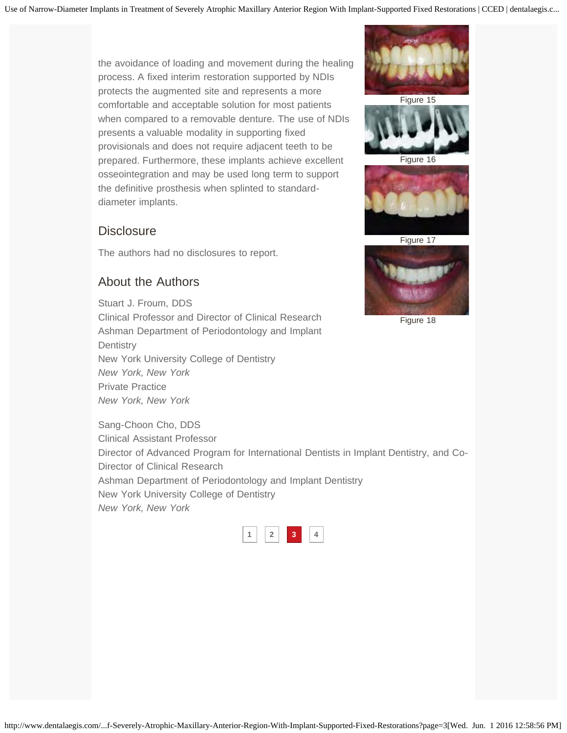the avoidance of loading and movement during the healing process. A fixed interim restoration supported by NDIs protects the augmented site and represents a more comfortable and acceptable solution for most patients when compared to a removable denture. The use of NDIs presents a valuable modality in supporting fixed provisionals and does not require adjacent teeth to be prepared. Furthermore, these implants achieve excellent osseointegration and may be used long term to support the definitive prosthesis when splinted to standard-diameter implants.

Figure 15

Figure 16

Figure 17

Figure 18

## Disclosure

The authors had no disclosures to report.

## About the Authors

Stuart J. Froum, DDS
Clinical Professor and Director of Clinical Research
Ashman Department of Periodontology and Implant Dentistry
New York University College of Dentistry
*New York, New York*
Private Practice
*New York, New York*

Sang-Choon Cho, DDS
Clinical Assistant Professor
Director of Advanced Program for International Dentists in Implant Dentistry, and Co-Director of Clinical Research
Ashman Department of Periodontology and Implant Dentistry
New York University College of Dentistry
*New York, New York*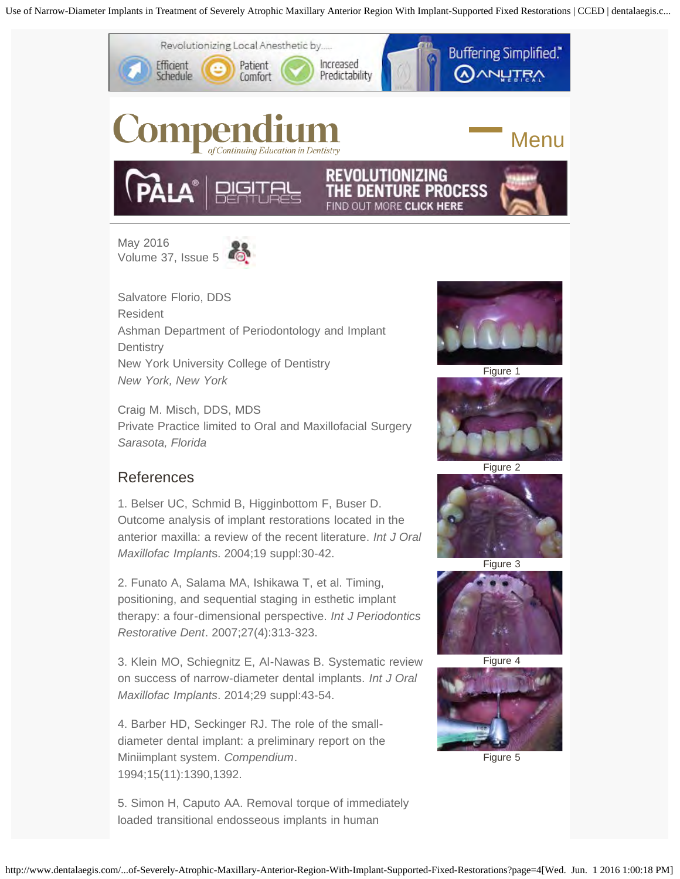May 2016
Volume 37, Issue 5

Salvatore Florio, DDS
Resident
Ashman Department of Periodontology and Implant Dentistry
New York University College of Dentistry
*New York, New York*

Craig M. Misch, DDS, MDS
Private Practice limited to Oral and Maxillofacial Surgery
*Sarasota, Florida*

## References

1. Belser UC, Schmid B, Higginbottom F, Buser D. Outcome analysis of implant restorations located in the anterior maxilla: a review of the recent literature. *Int J Oral Maxillofac Implant*s. 2004;19 suppl:30-42.

2. Funato A, Salama MA, Ishikawa T, et al. Timing, positioning, and sequential staging in esthetic implant therapy: a four-dimensional perspective. *Int J Periodontics Restorative Dent*. 2007;27(4):313-323.

3. Klein MO, Schiegnitz E, Al-Nawas B. Systematic review on success of narrow-diameter dental implants. *Int J Oral Maxillofac Implants*. 2014;29 suppl:43-54.

4. Barber HD, Seckinger RJ. The role of the small-diameter dental implant: a preliminary report on the Miniimplant system. *Compendium*. 1994;15(11):1390,1392.

5. Simon H, Caputo AA. Removal torque of immediately loaded transitional endosseous implants in human

Figure 1

Figure 2

Figure 3

Figure 4

Figure 5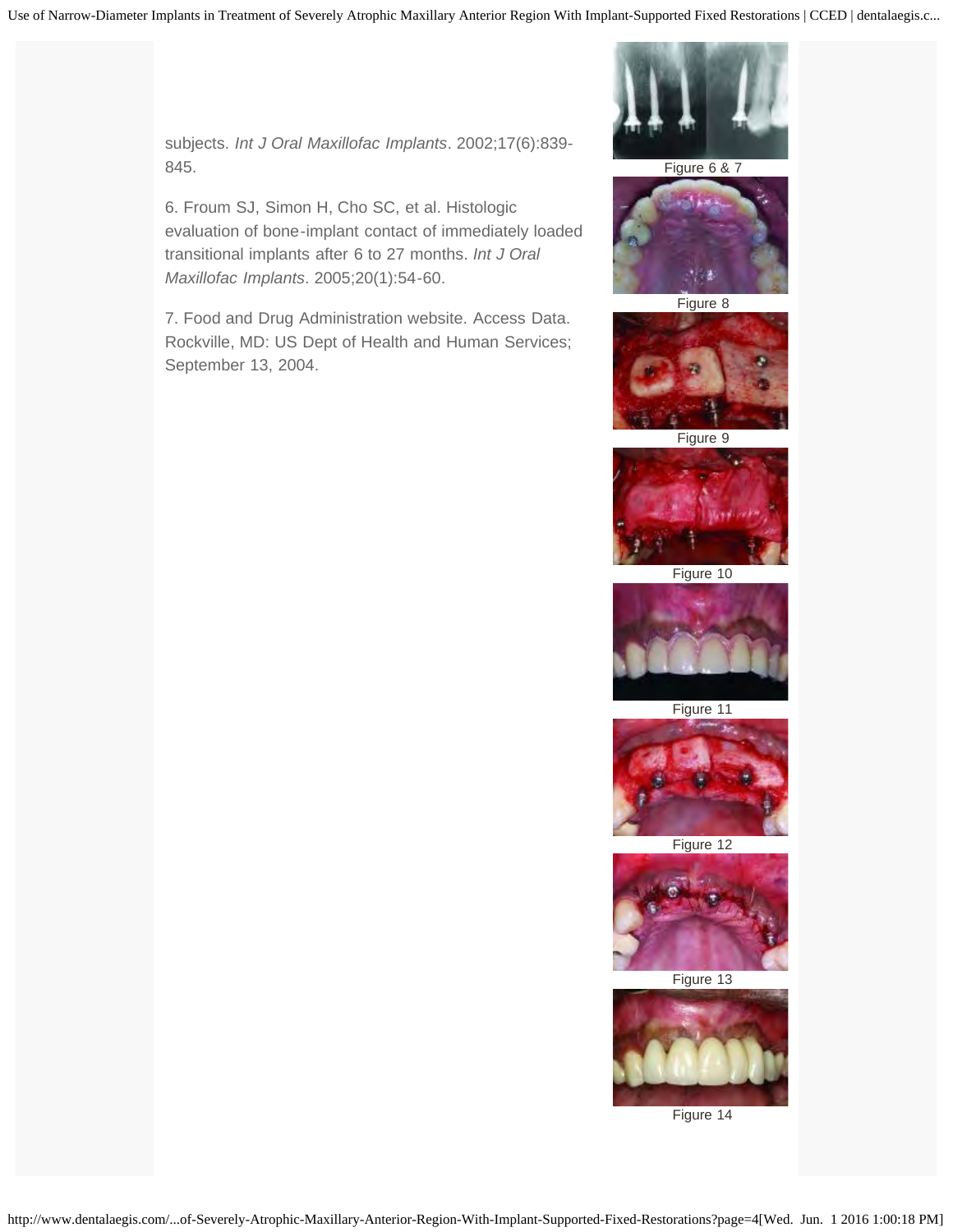subjects. *Int J Oral Maxillofac Implants*. 2002;17(6):839-845.

6. Froum SJ, Simon H, Cho SC, et al. Histologic evaluation of bone-implant contact of immediately loaded transitional implants after 6 to 27 months. *Int J Oral Maxillofac Implants*. 2005;20(1):54-60.

7. Food and Drug Administration website. Access Data. Rockville, MD: US Dept of Health and Human Services; September 13, 2004.

Figure 6 & 7

Figure 8

Figure 9

Figure 10

Figure 11

Figure 12

Figure 13

Figure 14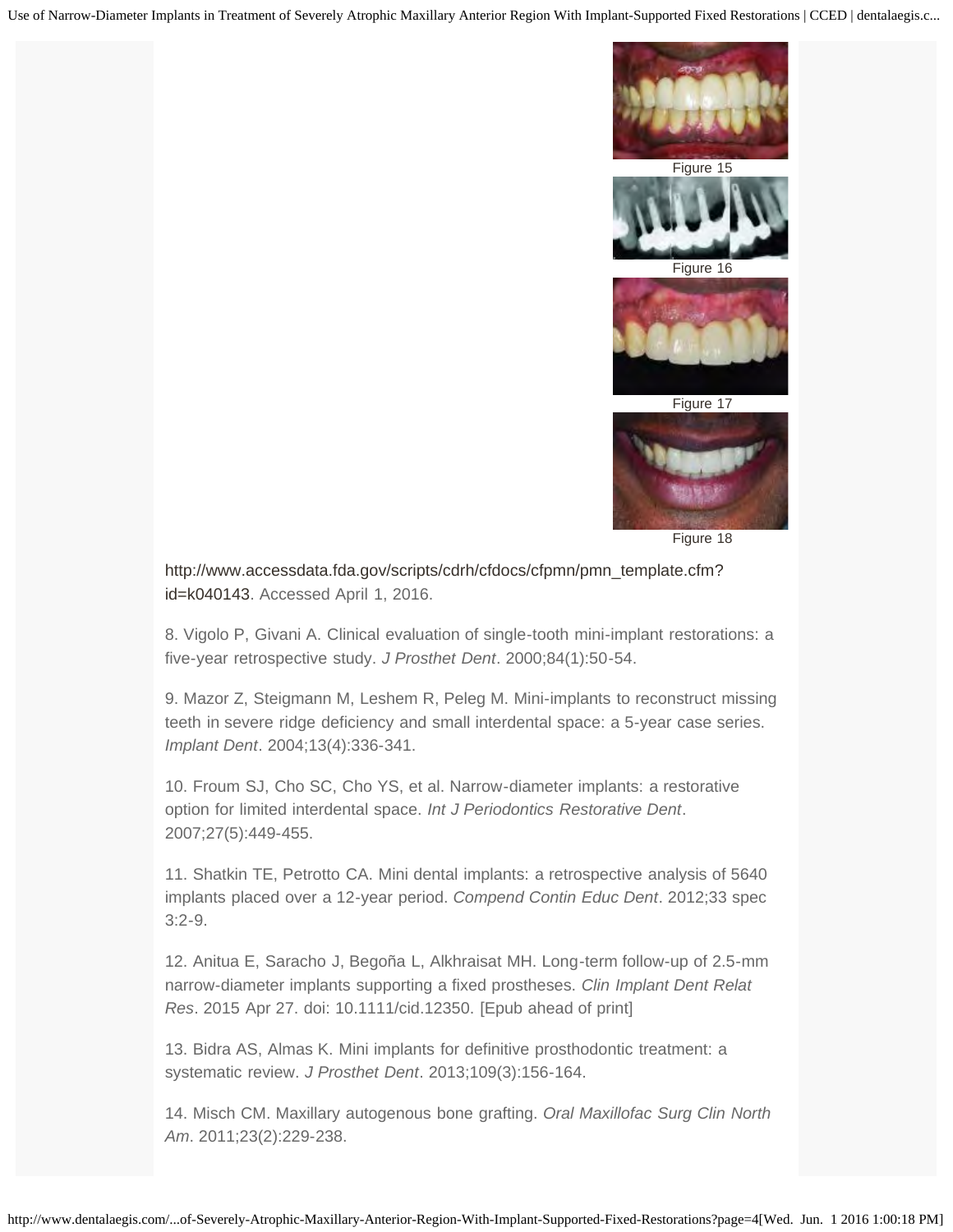Figure 15

Figure 16

Figure 17

Figure 18

http://www.accessdata.fda.gov/scripts/cdrh/cfdocs/cfpmn/pmn_template.cfm?id=k040143. Accessed April 1, 2016.

8. Vigolo P, Givani A. Clinical evaluation of single-tooth mini-implant restorations: a five-year retrospective study. *J Prosthet Dent*. 2000;84(1):50-54.

9. Mazor Z, Steigmann M, Leshem R, Peleg M. Mini-implants to reconstruct missing teeth in severe ridge deficiency and small interdental space: a 5-year case series. *Implant Dent*. 2004;13(4):336-341.

10. Froum SJ, Cho SC, Cho YS, et al. Narrow-diameter implants: a restorative option for limited interdental space. *Int J Periodontics Restorative Dent*. 2007;27(5):449-455.

11. Shatkin TE, Petrotto CA. Mini dental implants: a retrospective analysis of 5640 implants placed over a 12-year period. *Compend Contin Educ Dent*. 2012;33 spec 3:2-9.

12. Anitua E, Saracho J, Begoña L, Alkhraisat MH. Long-term follow-up of 2.5-mm narrow-diameter implants supporting a fixed prostheses. *Clin Implant Dent Relat Res*. 2015 Apr 27. doi: 10.1111/cid.12350. [Epub ahead of print]

13. Bidra AS, Almas K. Mini implants for definitive prosthodontic treatment: a systematic review. *J Prosthet Dent*. 2013;109(3):156-164.

14. Misch CM. Maxillary autogenous bone grafting. *Oral Maxillofac Surg Clin North Am*. 2011;23(2):229-238.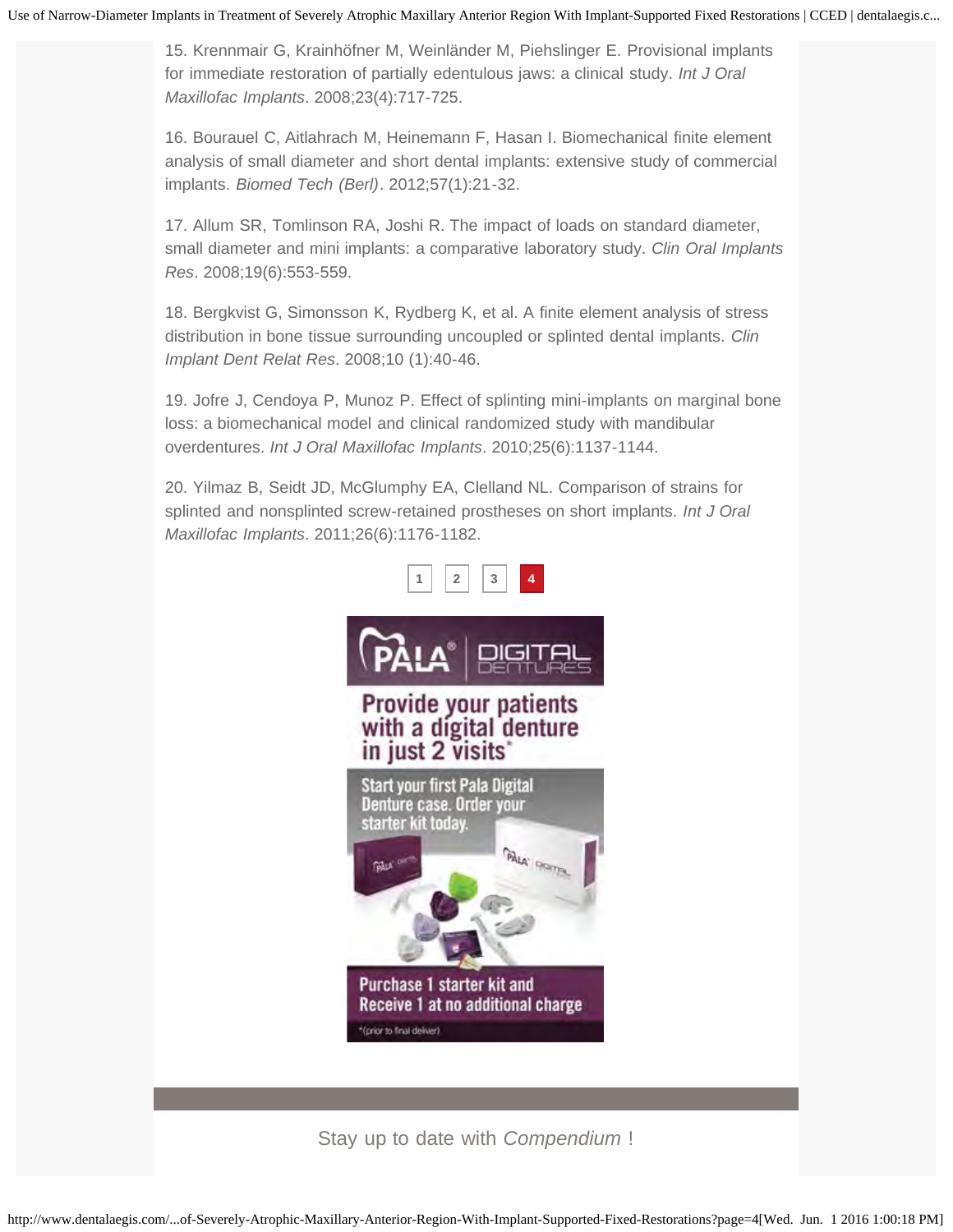15. Krennmair G, Krainhöfner M, Weinländer M, Piehslinger E. Provisional implants for immediate restoration of partially edentulous jaws: a clinical study. *Int J Oral Maxillofac Implants*. 2008;23(4):717-725.

16. Bourauel C, Aitlahrach M, Heinemann F, Hasan I. Biomechanical finite element analysis of small diameter and short dental implants: extensive study of commercial implants. *Biomed Tech (Berl)*. 2012;57(1):21-32.

17. Allum SR, Tomlinson RA, Joshi R. The impact of loads on standard diameter, small diameter and mini implants: a comparative laboratory study. *Clin Oral Implants Res*. 2008;19(6):553-559.

18. Bergkvist G, Simonsson K, Rydberg K, et al. A finite element analysis of stress distribution in bone tissue surrounding uncoupled or splinted dental implants. *Clin Implant Dent Relat Res*. 2008;10 (1):40-46.

19. Jofre J, Cendoya P, Munoz P. Effect of splinting mini-implants on marginal bone loss: a biomechanical model and clinical randomized study with mandibular overdentures. *Int J Oral Maxillofac Implants*. 2010;25(6):1137-1144.

20. Yilmaz B, Seidt JD, McGlumphy EA, Clelland NL. Comparison of strains for splinted and nonsplinted screw-retained prostheses on short implants. *Int J Oral Maxillofac Implants*. 2011;26(6):1176-1182.

1 2 3 4

PALA® DIGITAL DENTURES

Provide your patients with a digital denture in just 2 visits*

Start your first Pala Digital Denture case. Order your starter kit today.

Purchase 1 starter kit and Receive 1 at no additional charge

*(prior to final deliver)

Stay up to date with *Compendium* !